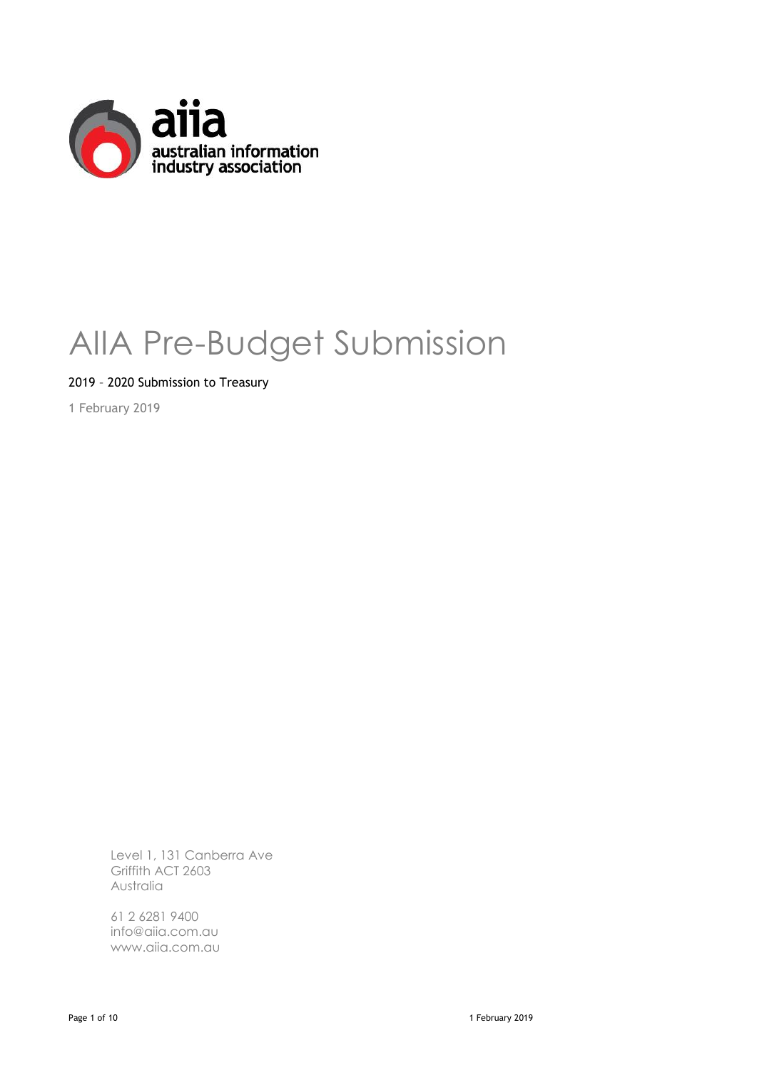aiia
australian information industry association

# AIIA Pre-Budget Submission

2019 – 2020 Submission to Treasury

1 February 2019

Level 1, 131 Canberra Ave
Griffith ACT 2603
Australia

61 2 6281 9400
info@aiia.com.au
www.aiia.com.au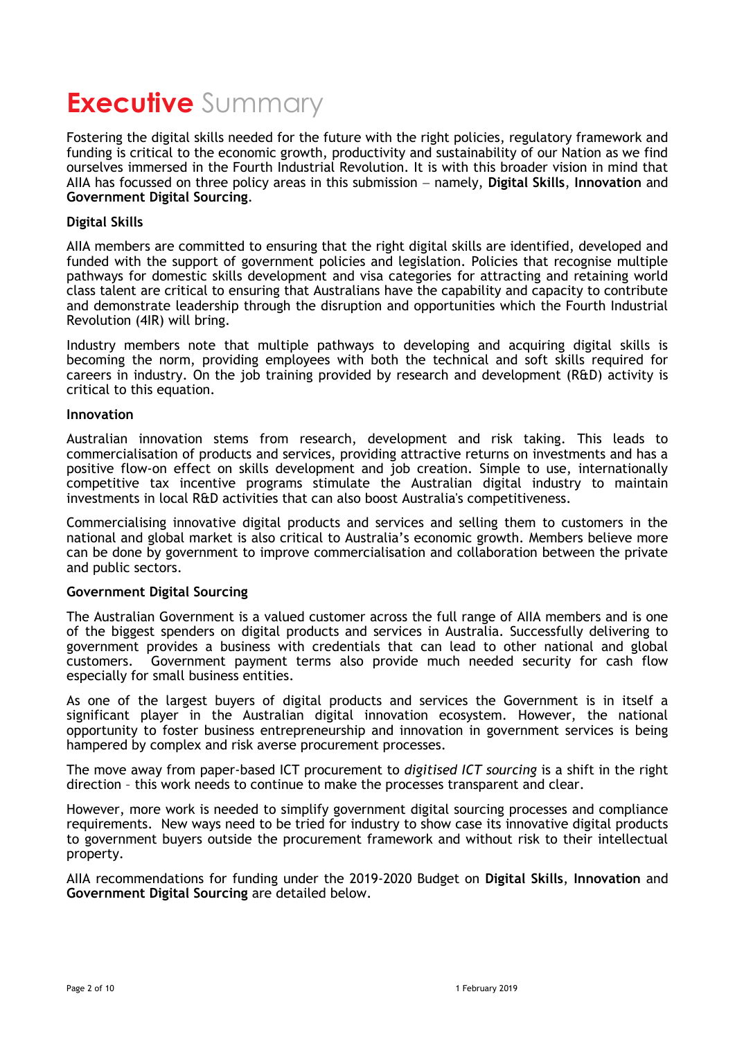# **Executive** Summary

Fostering the digital skills needed for the future with the right policies, regulatory framework and funding is critical to the economic growth, productivity and sustainability of our Nation as we find ourselves immersed in the Fourth Industrial Revolution. It is with this broader vision in mind that AIIA has focussed on three policy areas in this submission – namely, **Digital Skills**, **Innovation** and **Government Digital Sourcing**.

**Digital Skills**

AIIA members are committed to ensuring that the right digital skills are identified, developed and funded with the support of government policies and legislation. Policies that recognise multiple pathways for domestic skills development and visa categories for attracting and retaining world class talent are critical to ensuring that Australians have the capability and capacity to contribute and demonstrate leadership through the disruption and opportunities which the Fourth Industrial Revolution (4IR) will bring.

Industry members note that multiple pathways to developing and acquiring digital skills is becoming the norm, providing employees with both the technical and soft skills required for careers in industry. On the job training provided by research and development (R&D) activity is critical to this equation.

**Innovation**

Australian innovation stems from research, development and risk taking. This leads to commercialisation of products and services, providing attractive returns on investments and has a positive flow-on effect on skills development and job creation. Simple to use, internationally competitive tax incentive programs stimulate the Australian digital industry to maintain investments in local R&D activities that can also boost Australia's competitiveness.

Commercialising innovative digital products and services and selling them to customers in the national and global market is also critical to Australia's economic growth. Members believe more can be done by government to improve commercialisation and collaboration between the private and public sectors.

**Government Digital Sourcing**

The Australian Government is a valued customer across the full range of AIIA members and is one of the biggest spenders on digital products and services in Australia. Successfully delivering to government provides a business with credentials that can lead to other national and global customers. Government payment terms also provide much needed security for cash flow especially for small business entities.

As one of the largest buyers of digital products and services the Government is in itself a significant player in the Australian digital innovation ecosystem. However, the national opportunity to foster business entrepreneurship and innovation in government services is being hampered by complex and risk averse procurement processes.

The move away from paper-based ICT procurement to *digitised ICT sourcing* is a shift in the right direction – this work needs to continue to make the processes transparent and clear.

However, more work is needed to simplify government digital sourcing processes and compliance requirements. New ways need to be tried for industry to show case its innovative digital products to government buyers outside the procurement framework and without risk to their intellectual property.

AIIA recommendations for funding under the 2019-2020 Budget on **Digital Skills**, **Innovation** and **Government Digital Sourcing** are detailed below.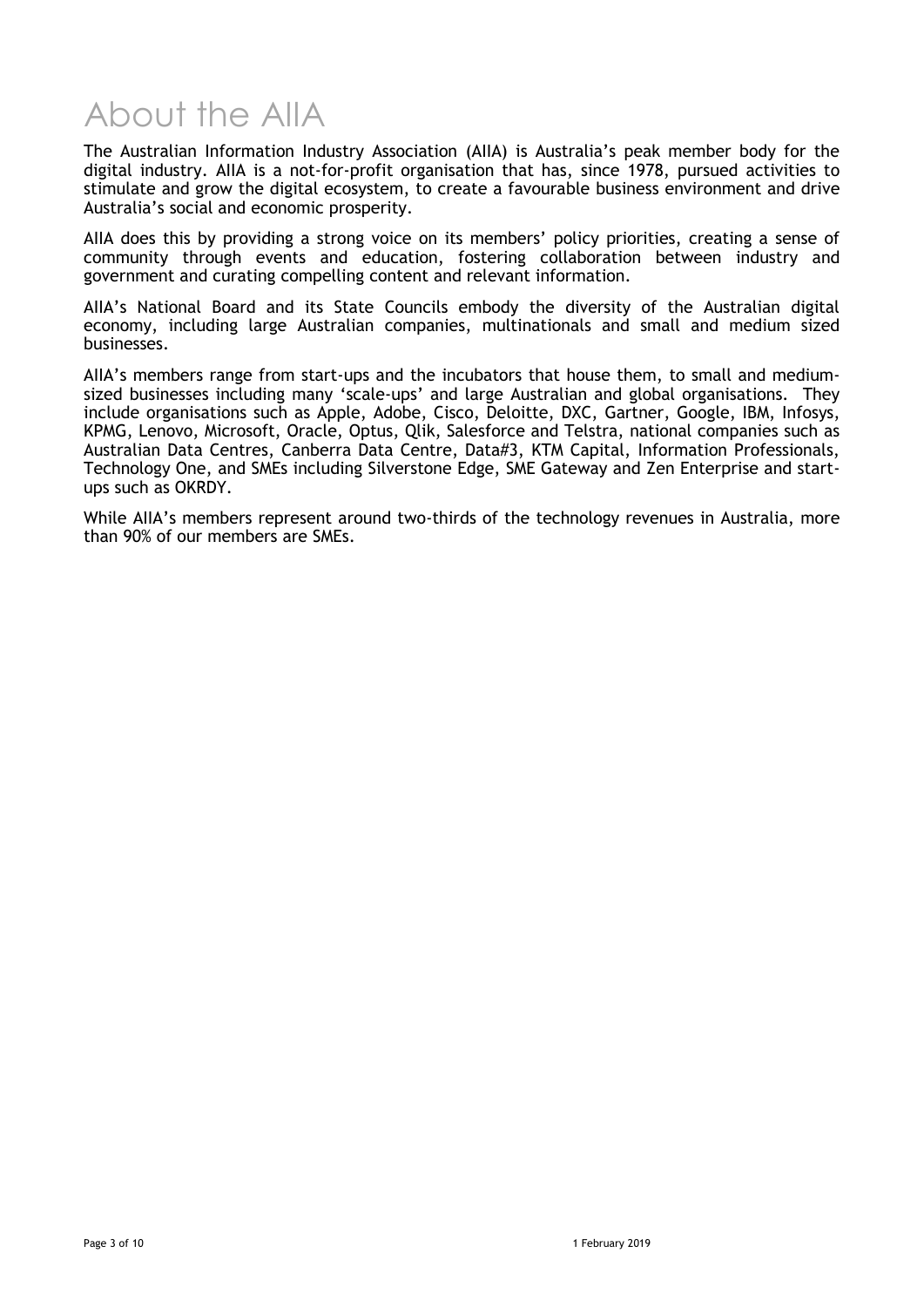# About the AIIA

The Australian Information Industry Association (AIIA) is Australia's peak member body for the digital industry. AIIA is a not-for-profit organisation that has, since 1978, pursued activities to stimulate and grow the digital ecosystem, to create a favourable business environment and drive Australia's social and economic prosperity.

AIIA does this by providing a strong voice on its members' policy priorities, creating a sense of community through events and education, fostering collaboration between industry and government and curating compelling content and relevant information.

AIIA's National Board and its State Councils embody the diversity of the Australian digital economy, including large Australian companies, multinationals and small and medium sized businesses.

AIIA's members range from start-ups and the incubators that house them, to small and medium-sized businesses including many 'scale-ups' and large Australian and global organisations. They include organisations such as Apple, Adobe, Cisco, Deloitte, DXC, Gartner, Google, IBM, Infosys, KPMG, Lenovo, Microsoft, Oracle, Optus, Qlik, Salesforce and Telstra, national companies such as Australian Data Centres, Canberra Data Centre, Data#3, KTM Capital, Information Professionals, Technology One, and SMEs including Silverstone Edge, SME Gateway and Zen Enterprise and start-ups such as OKRDY.

While AIIA's members represent around two-thirds of the technology revenues in Australia, more than 90% of our members are SMEs.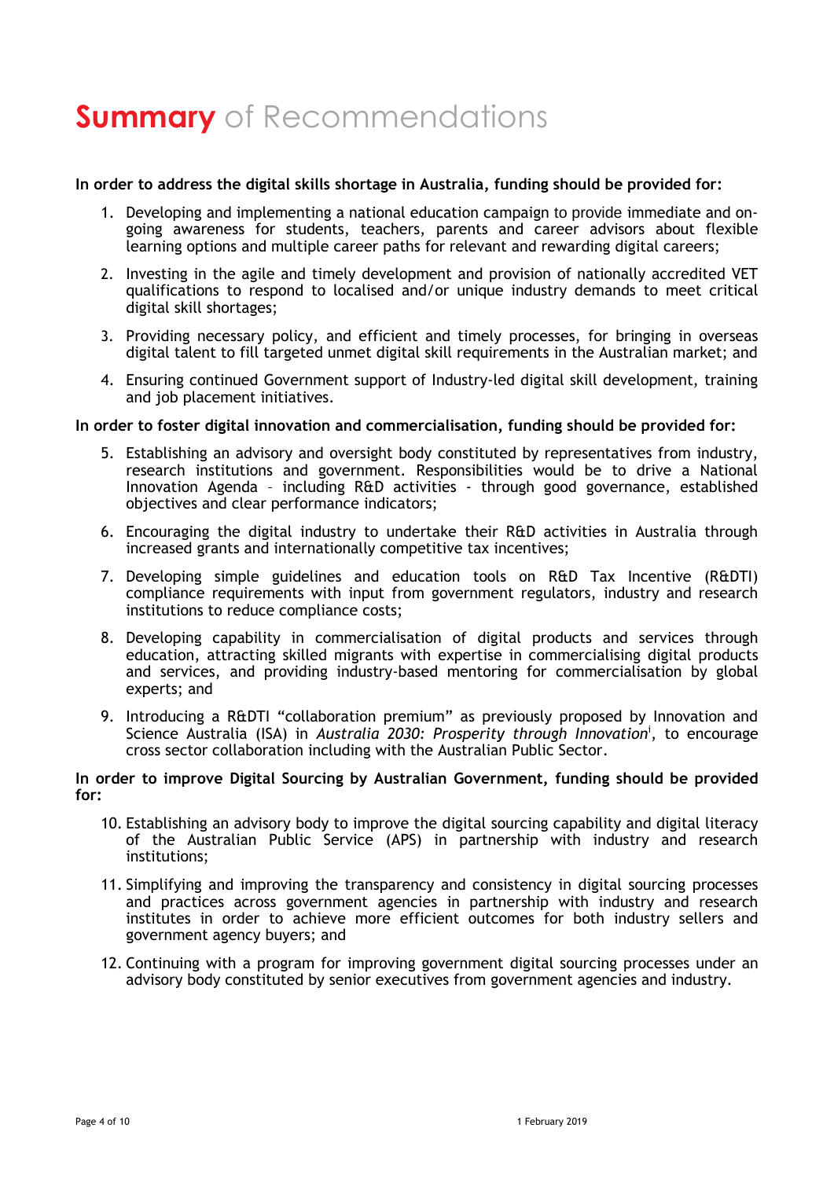# **Summary** of Recommendations

**In order to address the digital skills shortage in Australia, funding should be provided for:**

1. Developing and implementing a national education campaign to provide immediate and on-going awareness for students, teachers, parents and career advisors about flexible learning options and multiple career paths for relevant and rewarding digital careers;
2. Investing in the agile and timely development and provision of nationally accredited VET qualifications to respond to localised and/or unique industry demands to meet critical digital skill shortages;
3. Providing necessary policy, and efficient and timely processes, for bringing in overseas digital talent to fill targeted unmet digital skill requirements in the Australian market; and
4. Ensuring continued Government support of Industry-led digital skill development, training and job placement initiatives.

**In order to foster digital innovation and commercialisation, funding should be provided for:**

5. Establishing an advisory and oversight body constituted by representatives from industry, research institutions and government. Responsibilities would be to drive a National Innovation Agenda – including R&D activities - through good governance, established objectives and clear performance indicators;
6. Encouraging the digital industry to undertake their R&D activities in Australia through increased grants and internationally competitive tax incentives;
7. Developing simple guidelines and education tools on R&D Tax Incentive (R&DTI) compliance requirements with input from government regulators, industry and research institutions to reduce compliance costs;
8. Developing capability in commercialisation of digital products and services through education, attracting skilled migrants with expertise in commercialising digital products and services, and providing industry-based mentoring for commercialisation by global experts; and
9. Introducing a R&DTI "collaboration premium" as previously proposed by Innovation and Science Australia (ISA) in *Australia 2030: Prosperity through Innovation*[i], to encourage cross sector collaboration including with the Australian Public Sector.

**In order to improve Digital Sourcing by Australian Government, funding should be provided for:**

10. Establishing an advisory body to improve the digital sourcing capability and digital literacy of the Australian Public Service (APS) in partnership with industry and research institutions;
11. Simplifying and improving the transparency and consistency in digital sourcing processes and practices across government agencies in partnership with industry and research institutes in order to achieve more efficient outcomes for both industry sellers and government agency buyers; and
12. Continuing with a program for improving government digital sourcing processes under an advisory body constituted by senior executives from government agencies and industry.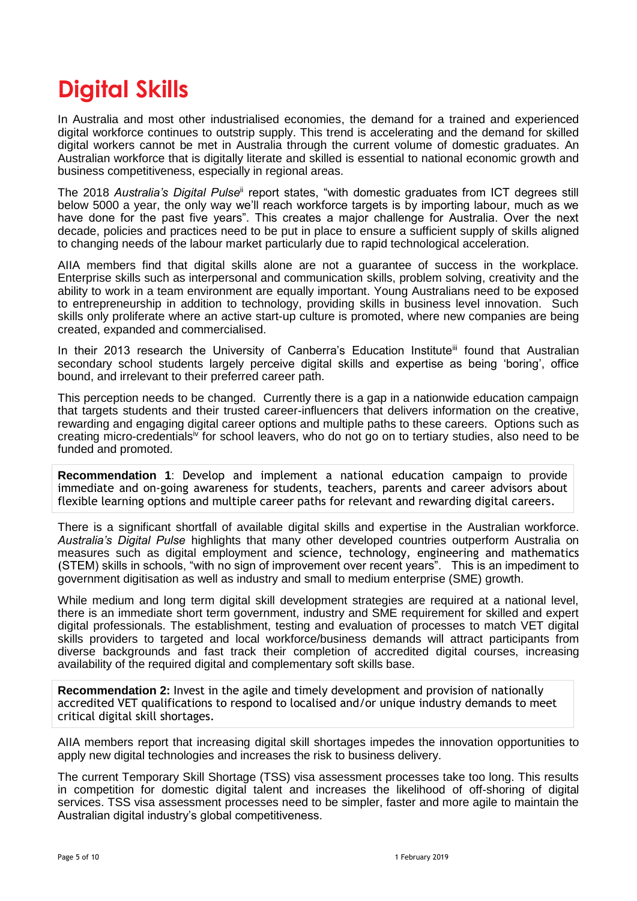# Digital Skills

In Australia and most other industrialised economies, the demand for a trained and experienced digital workforce continues to outstrip supply. This trend is accelerating and the demand for skilled digital workers cannot be met in Australia through the current volume of domestic graduates. An Australian workforce that is digitally literate and skilled is essential to national economic growth and business competitiveness, especially in regional areas.

The 2018 *Australia's Digital Pulse*[ii] report states, "with domestic graduates from ICT degrees still below 5000 a year, the only way we'll reach workforce targets is by importing labour, much as we have done for the past five years". This creates a major challenge for Australia. Over the next decade, policies and practices need to be put in place to ensure a sufficient supply of skills aligned to changing needs of the labour market particularly due to rapid technological acceleration.

AIIA members find that digital skills alone are not a guarantee of success in the workplace. Enterprise skills such as interpersonal and communication skills, problem solving, creativity and the ability to work in a team environment are equally important. Young Australians need to be exposed to entrepreneurship in addition to technology, providing skills in business level innovation. Such skills only proliferate where an active start-up culture is promoted, where new companies are being created, expanded and commercialised.

In their 2013 research the University of Canberra's Education Institute[iii] found that Australian secondary school students largely perceive digital skills and expertise as being 'boring', office bound, and irrelevant to their preferred career path.

This perception needs to be changed. Currently there is a gap in a nationwide education campaign that targets students and their trusted career-influencers that delivers information on the creative, rewarding and engaging digital career options and multiple paths to these careers. Options such as creating micro-credentials[iv] for school leavers, who do not go on to tertiary studies, also need to be funded and promoted.

**Recommendation 1**: Develop and implement a national education campaign to provide immediate and on-going awareness for students, teachers, parents and career advisors about flexible learning options and multiple career paths for relevant and rewarding digital careers.

There is a significant shortfall of available digital skills and expertise in the Australian workforce. *Australia's Digital Pulse* highlights that many other developed countries outperform Australia on measures such as digital employment and science, technology, engineering and mathematics (STEM) skills in schools, "with no sign of improvement over recent years". This is an impediment to government digitisation as well as industry and small to medium enterprise (SME) growth.

While medium and long term digital skill development strategies are required at a national level, there is an immediate short term government, industry and SME requirement for skilled and expert digital professionals. The establishment, testing and evaluation of processes to match VET digital skills providers to targeted and local workforce/business demands will attract participants from diverse backgrounds and fast track their completion of accredited digital courses, increasing availability of the required digital and complementary soft skills base.

**Recommendation 2:** Invest in the agile and timely development and provision of nationally accredited VET qualifications to respond to localised and/or unique industry demands to meet critical digital skill shortages.

AIIA members report that increasing digital skill shortages impedes the innovation opportunities to apply new digital technologies and increases the risk to business delivery.

The current Temporary Skill Shortage (TSS) visa assessment processes take too long. This results in competition for domestic digital talent and increases the likelihood of off-shoring of digital services. TSS visa assessment processes need to be simpler, faster and more agile to maintain the Australian digital industry's global competitiveness.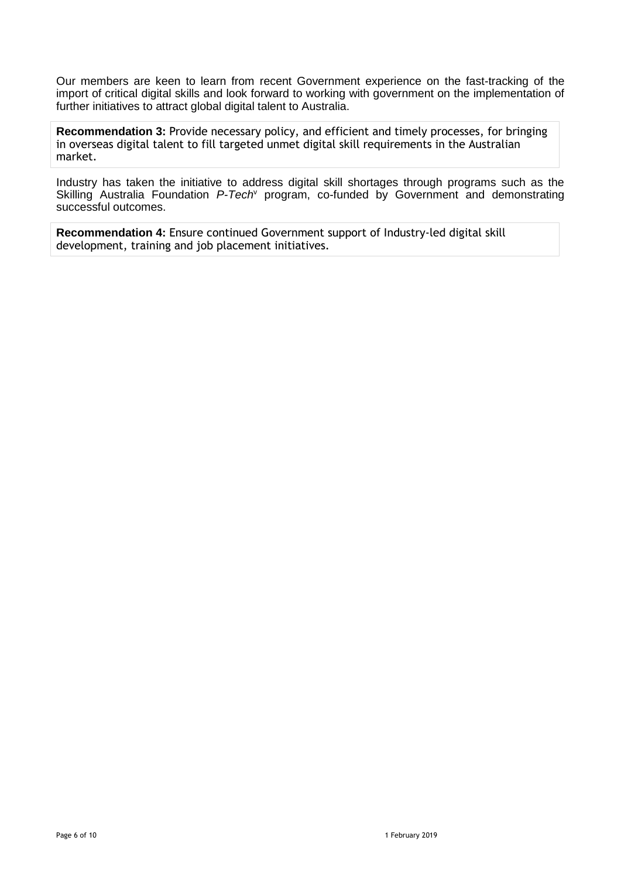Our members are keen to learn from recent Government experience on the fast-tracking of the import of critical digital skills and look forward to working with government on the implementation of further initiatives to attract global digital talent to Australia.

**Recommendation 3:** Provide necessary policy, and efficient and timely processes, for bringing in overseas digital talent to fill targeted unmet digital skill requirements in the Australian market.

Industry has taken the initiative to address digital skill shortages through programs such as the Skilling Australia Foundation *P-Tech*[v] program, co-funded by Government and demonstrating successful outcomes.

**Recommendation 4:** Ensure continued Government support of Industry-led digital skill development, training and job placement initiatives.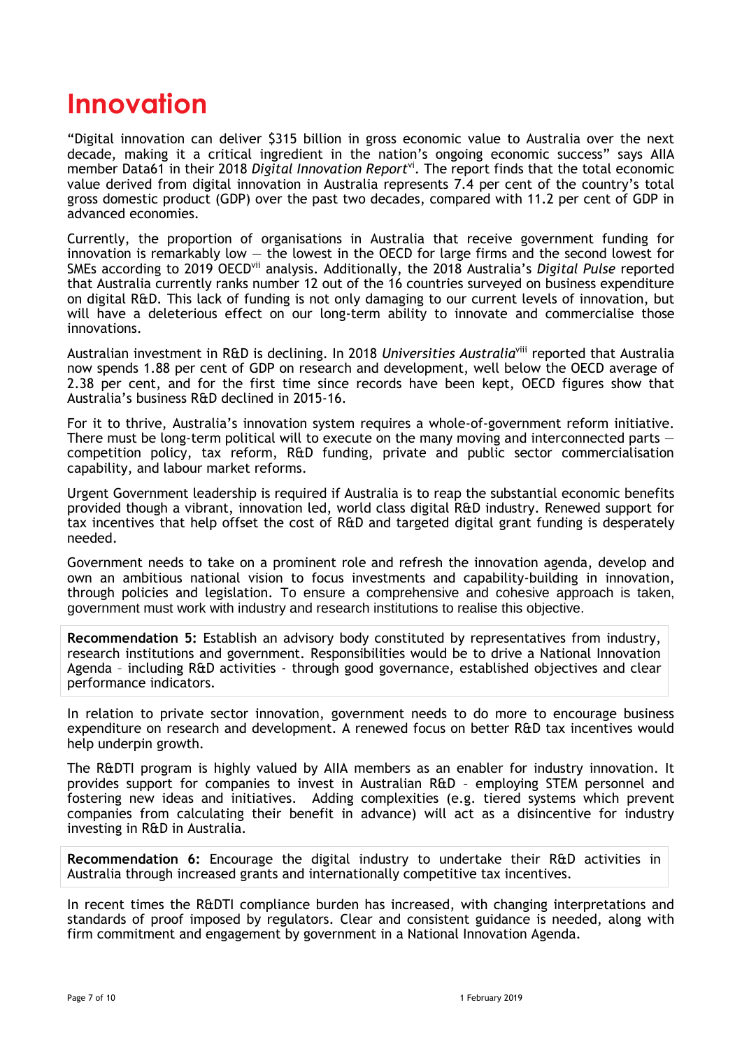# Innovation

"Digital innovation can deliver $315 billion in gross economic value to Australia over the next decade, making it a critical ingredient in the nation's ongoing economic success" says AIIA member Data61 in their 2018 *Digital Innovation Report*[vi]. The report finds that the total economic value derived from digital innovation in Australia represents 7.4 per cent of the country's total gross domestic product (GDP) over the past two decades, compared with 11.2 per cent of GDP in advanced economies.

Currently, the proportion of organisations in Australia that receive government funding for innovation is remarkably low — the lowest in the OECD for large firms and the second lowest for SMEs according to 2019 OECD[vii] analysis. Additionally, the 2018 Australia's *Digital Pulse* reported that Australia currently ranks number 12 out of the 16 countries surveyed on business expenditure on digital R&D. This lack of funding is not only damaging to our current levels of innovation, but will have a deleterious effect on our long-term ability to innovate and commercialise those innovations.

Australian investment in R&D is declining. In 2018 *Universities Australia*[viii] reported that Australia now spends 1.88 per cent of GDP on research and development, well below the OECD average of 2.38 per cent, and for the first time since records have been kept, OECD figures show that Australia's business R&D declined in 2015-16.

For it to thrive, Australia's innovation system requires a whole-of-government reform initiative. There must be long-term political will to execute on the many moving and interconnected parts — competition policy, tax reform, R&D funding, private and public sector commercialisation capability, and labour market reforms.

Urgent Government leadership is required if Australia is to reap the substantial economic benefits provided though a vibrant, innovation led, world class digital R&D industry. Renewed support for tax incentives that help offset the cost of R&D and targeted digital grant funding is desperately needed.

Government needs to take on a prominent role and refresh the innovation agenda, develop and own an ambitious national vision to focus investments and capability-building in innovation, through policies and legislation. To ensure a comprehensive and cohesive approach is taken, government must work with industry and research institutions to realise this objective.

**Recommendation 5:** Establish an advisory body constituted by representatives from industry, research institutions and government. Responsibilities would be to drive a National Innovation Agenda – including R&D activities - through good governance, established objectives and clear performance indicators.

In relation to private sector innovation, government needs to do more to encourage business expenditure on research and development. A renewed focus on better R&D tax incentives would help underpin growth.

The R&DTI program is highly valued by AIIA members as an enabler for industry innovation. It provides support for companies to invest in Australian R&D – employing STEM personnel and fostering new ideas and initiatives. Adding complexities (e.g. tiered systems which prevent companies from calculating their benefit in advance) will act as a disincentive for industry investing in R&D in Australia.

**Recommendation 6:** Encourage the digital industry to undertake their R&D activities in Australia through increased grants and internationally competitive tax incentives.

In recent times the R&DTI compliance burden has increased, with changing interpretations and standards of proof imposed by regulators. Clear and consistent guidance is needed, along with firm commitment and engagement by government in a National Innovation Agenda.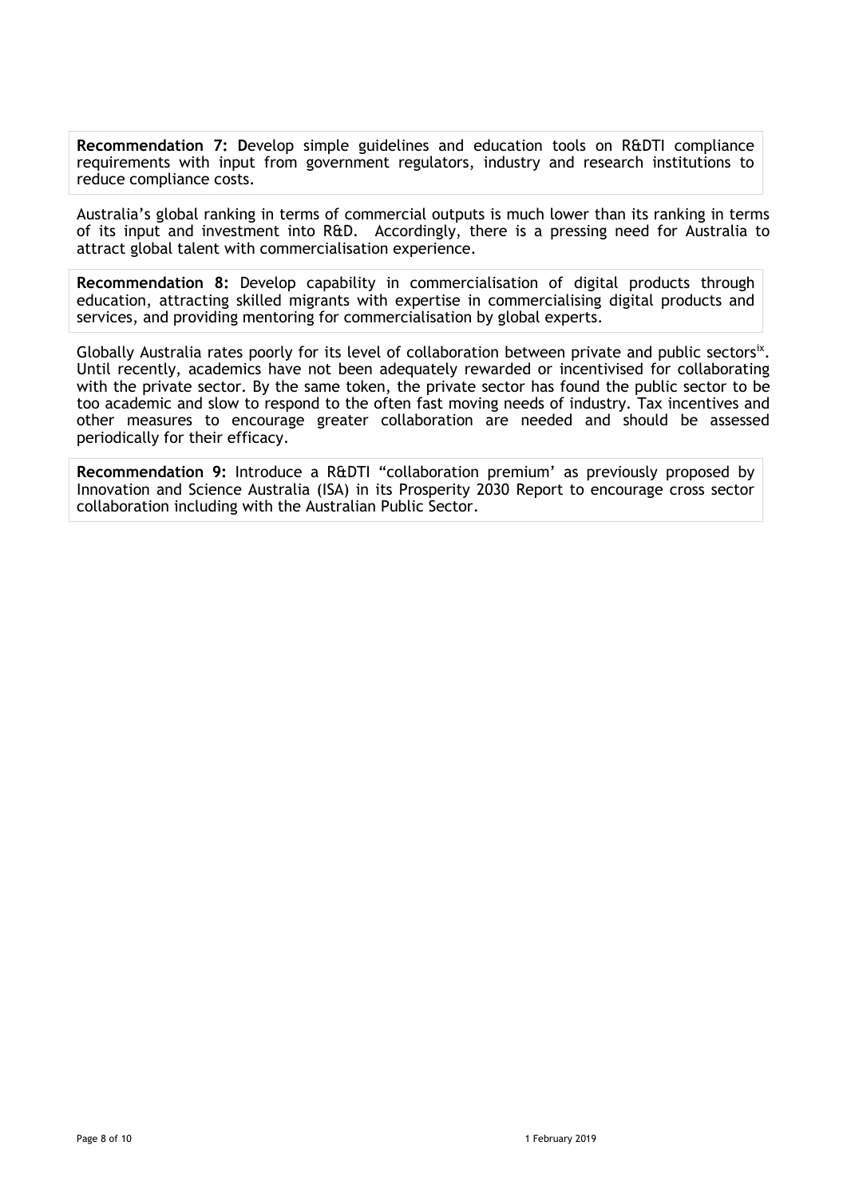**Recommendation 7: D**evelop simple guidelines and education tools on R&DTI compliance requirements with input from government regulators, industry and research institutions to reduce compliance costs.

Australia's global ranking in terms of commercial outputs is much lower than its ranking in terms of its input and investment into R&D. Accordingly, there is a pressing need for Australia to attract global talent with commercialisation experience.

**Recommendation 8:** Develop capability in commercialisation of digital products through education, attracting skilled migrants with expertise in commercialising digital products and services, and providing mentoring for commercialisation by global experts.

Globally Australia rates poorly for its level of collaboration between private and public sectors[ix]. Until recently, academics have not been adequately rewarded or incentivised for collaborating with the private sector. By the same token, the private sector has found the public sector to be too academic and slow to respond to the often fast moving needs of industry. Tax incentives and other measures to encourage greater collaboration are needed and should be assessed periodically for their efficacy.

**Recommendation 9:** Introduce a R&DTI "collaboration premium' as previously proposed by Innovation and Science Australia (ISA) in its Prosperity 2030 Report to encourage cross sector collaboration including with the Australian Public Sector.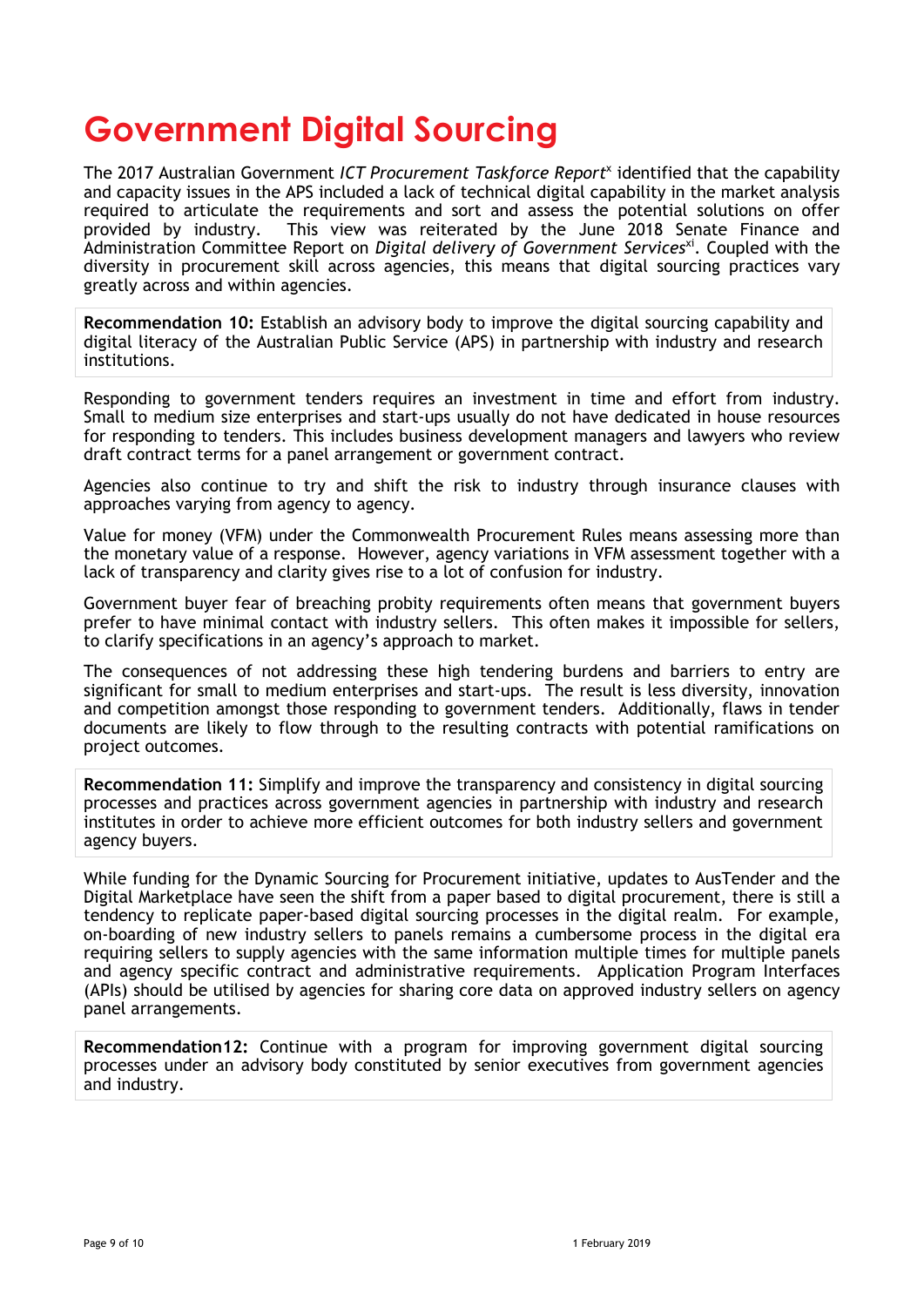# Government Digital Sourcing

The 2017 Australian Government *ICT Procurement Taskforce Report*[x] identified that the capability and capacity issues in the APS included a lack of technical digital capability in the market analysis required to articulate the requirements and sort and assess the potential solutions on offer provided by industry. This view was reiterated by the June 2018 Senate Finance and Administration Committee Report on *Digital delivery of Government Services*[xi]. Coupled with the diversity in procurement skill across agencies, this means that digital sourcing practices vary greatly across and within agencies.

**Recommendation 10:** Establish an advisory body to improve the digital sourcing capability and digital literacy of the Australian Public Service (APS) in partnership with industry and research institutions.

Responding to government tenders requires an investment in time and effort from industry. Small to medium size enterprises and start-ups usually do not have dedicated in house resources for responding to tenders. This includes business development managers and lawyers who review draft contract terms for a panel arrangement or government contract.

Agencies also continue to try and shift the risk to industry through insurance clauses with approaches varying from agency to agency.

Value for money (VFM) under the Commonwealth Procurement Rules means assessing more than the monetary value of a response. However, agency variations in VFM assessment together with a lack of transparency and clarity gives rise to a lot of confusion for industry.

Government buyer fear of breaching probity requirements often means that government buyers prefer to have minimal contact with industry sellers. This often makes it impossible for sellers, to clarify specifications in an agency's approach to market.

The consequences of not addressing these high tendering burdens and barriers to entry are significant for small to medium enterprises and start-ups. The result is less diversity, innovation and competition amongst those responding to government tenders. Additionally, flaws in tender documents are likely to flow through to the resulting contracts with potential ramifications on project outcomes.

**Recommendation 11:** Simplify and improve the transparency and consistency in digital sourcing processes and practices across government agencies in partnership with industry and research institutes in order to achieve more efficient outcomes for both industry sellers and government agency buyers.

While funding for the Dynamic Sourcing for Procurement initiative, updates to AusTender and the Digital Marketplace have seen the shift from a paper based to digital procurement, there is still a tendency to replicate paper-based digital sourcing processes in the digital realm. For example, on-boarding of new industry sellers to panels remains a cumbersome process in the digital era requiring sellers to supply agencies with the same information multiple times for multiple panels and agency specific contract and administrative requirements. Application Program Interfaces (APIs) should be utilised by agencies for sharing core data on approved industry sellers on agency panel arrangements.

**Recommendation12:** Continue with a program for improving government digital sourcing processes under an advisory body constituted by senior executives from government agencies and industry.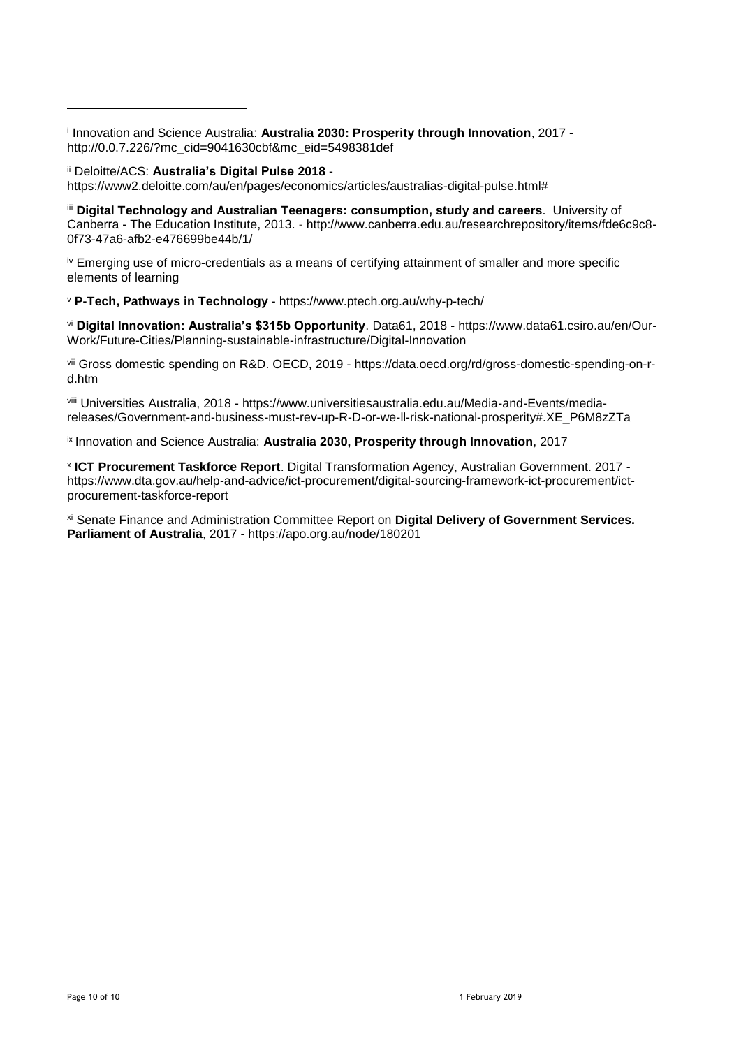[i] Innovation and Science Australia: **Australia 2030: Prosperity through Innovation**, 2017 - http://0.0.7.226/?mc_cid=9041630cbf&mc_eid=5498381def

[ii] Deloitte/ACS: **Australia's Digital Pulse 2018** - https://www2.deloitte.com/au/en/pages/economics/articles/australias-digital-pulse.html#

[iii] **Digital Technology and Australian Teenagers: consumption, study and careers**. University of Canberra - The Education Institute, 2013. - http://www.canberra.edu.au/researchrepository/items/fde6c9c8-0f73-47a6-afb2-e476699be44b/1/

[iv] Emerging use of micro-credentials as a means of certifying attainment of smaller and more specific elements of learning

[v] **P-Tech, Pathways in Technology** - https://www.ptech.org.au/why-p-tech/

[vi] **Digital Innovation: Australia's $315b Opportunity**. Data61, 2018 - https://www.data61.csiro.au/en/Our-Work/Future-Cities/Planning-sustainable-infrastructure/Digital-Innovation

[vii] Gross domestic spending on R&D. OECD, 2019 - https://data.oecd.org/rd/gross-domestic-spending-on-r-d.htm

[viii] Universities Australia, 2018 - https://www.universitiesaustralia.edu.au/Media-and-Events/media-releases/Government-and-business-must-rev-up-R-D-or-we-ll-risk-national-prosperity#.XE_P6M8zZTa

[ix] Innovation and Science Australia: **Australia 2030, Prosperity through Innovation**, 2017

[x] **ICT Procurement Taskforce Report**. Digital Transformation Agency, Australian Government. 2017 - https://www.dta.gov.au/help-and-advice/ict-procurement/digital-sourcing-framework-ict-procurement/ict-procurement-taskforce-report

[xi] Senate Finance and Administration Committee Report on **Digital Delivery of Government Services. Parliament of Australia**, 2017 - https://apo.org.au/node/180201